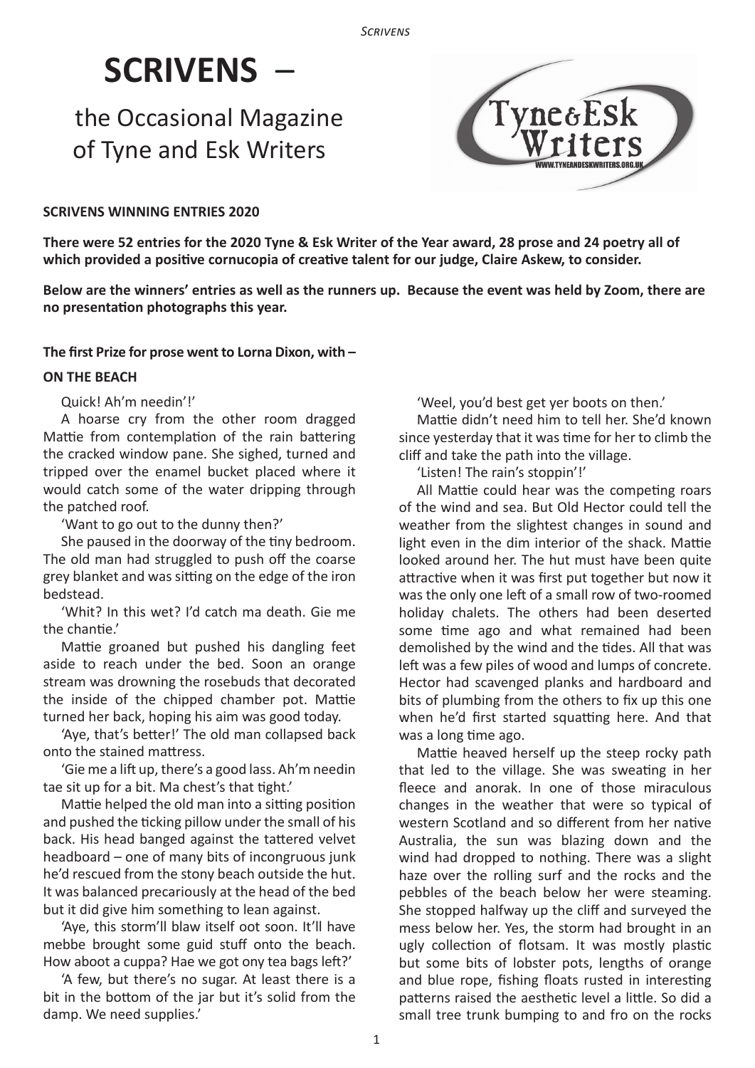# SCRIVENS –

## the Occasional Magazine of Tyne and Esk Writers

**SCRIVENS WINNING ENTRIES 2020**

**There were 52 entries for the 2020 Tyne & Esk Writer of the Year award, 28 prose and 24 poetry all of which provided a positive cornucopia of creative talent for our judge, Claire Askew, to consider.**

**Below are the winners' entries as well as the runners up. Because the event was held by Zoom, there are no presentation photographs this year.**

**The first Prize for prose went to Lorna Dixon, with –**

### ON THE BEACH

Quick! Ah'm needin'!'

A hoarse cry from the other room dragged Mattie from contemplation of the rain battering the cracked window pane. She sighed, turned and tripped over the enamel bucket placed where it would catch some of the water dripping through the patched roof.

'Want to go out to the dunny then?'

She paused in the doorway of the tiny bedroom. The old man had struggled to push off the coarse grey blanket and was sitting on the edge of the iron bedstead.

'Whit? In this wet? I'd catch ma death. Gie me the chantie.'

Mattie groaned but pushed his dangling feet aside to reach under the bed. Soon an orange stream was drowning the rosebuds that decorated the inside of the chipped chamber pot. Mattie turned her back, hoping his aim was good today.

'Aye, that's better!' The old man collapsed back onto the stained mattress.

'Gie me a lift up, there's a good lass. Ah'm needin tae sit up for a bit. Ma chest's that tight.'

Mattie helped the old man into a sitting position and pushed the ticking pillow under the small of his back. His head banged against the tattered velvet headboard – one of many bits of incongruous junk he'd rescued from the stony beach outside the hut. It was balanced precariously at the head of the bed but it did give him something to lean against.

'Aye, this storm'll blaw itself oot soon. It'll have mebbe brought some guid stuff onto the beach. How aboot a cuppa? Hae we got ony tea bags left?'

'A few, but there's no sugar. At least there is a bit in the bottom of the jar but it's solid from the damp. We need supplies.'

'Weel, you'd best get yer boots on then.'

Mattie didn't need him to tell her. She'd known since yesterday that it was time for her to climb the cliff and take the path into the village.

'Listen! The rain's stoppin'!'

All Mattie could hear was the competing roars of the wind and sea. But Old Hector could tell the weather from the slightest changes in sound and light even in the dim interior of the shack. Mattie looked around her. The hut must have been quite attractive when it was first put together but now it was the only one left of a small row of two-roomed holiday chalets. The others had been deserted some time ago and what remained had been demolished by the wind and the tides. All that was left was a few piles of wood and lumps of concrete. Hector had scavenged planks and hardboard and bits of plumbing from the others to fix up this one when he'd first started squatting here. And that was a long time ago.

Mattie heaved herself up the steep rocky path that led to the village. She was sweating in her fleece and anorak. In one of those miraculous changes in the weather that were so typical of western Scotland and so different from her native Australia, the sun was blazing down and the wind had dropped to nothing. There was a slight haze over the rolling surf and the rocks and the pebbles of the beach below her were steaming. She stopped halfway up the cliff and surveyed the mess below her. Yes, the storm had brought in an ugly collection of flotsam. It was mostly plastic but some bits of lobster pots, lengths of orange and blue rope, fishing floats rusted in interesting patterns raised the aesthetic level a little. So did a small tree trunk bumping to and fro on the rocks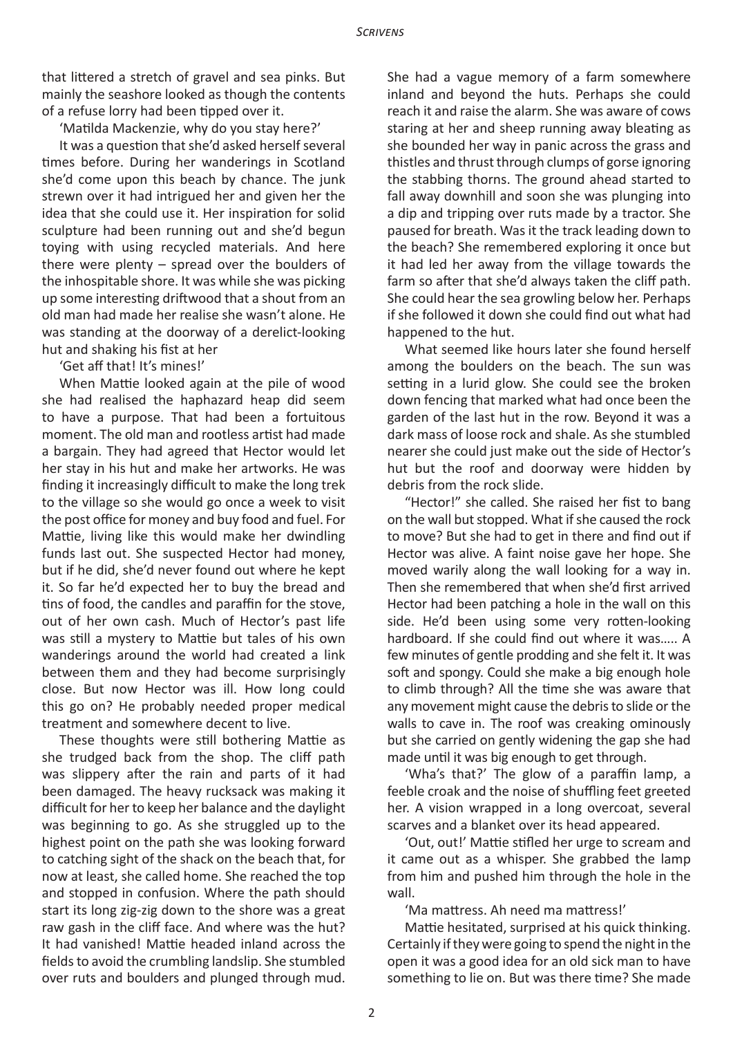that littered a stretch of gravel and sea pinks. But mainly the seashore looked as though the contents of a refuse lorry had been tipped over it.

'Matilda Mackenzie, why do you stay here?'

It was a question that she'd asked herself several times before. During her wanderings in Scotland she'd come upon this beach by chance. The junk strewn over it had intrigued her and given her the idea that she could use it. Her inspiration for solid sculpture had been running out and she'd begun toying with using recycled materials. And here there were plenty – spread over the boulders of the inhospitable shore. It was while she was picking up some interesting driftwood that a shout from an old man had made her realise she wasn't alone. He was standing at the doorway of a derelict-looking hut and shaking his fist at her

'Get aff that! It's mines!'

When Mattie looked again at the pile of wood she had realised the haphazard heap did seem to have a purpose. That had been a fortuitous moment. The old man and rootless artist had made a bargain. They had agreed that Hector would let her stay in his hut and make her artworks. He was finding it increasingly difficult to make the long trek to the village so she would go once a week to visit the post office for money and buy food and fuel. For Mattie, living like this would make her dwindling funds last out. She suspected Hector had money, but if he did, she'd never found out where he kept it. So far he'd expected her to buy the bread and tins of food, the candles and paraffin for the stove, out of her own cash. Much of Hector's past life was still a mystery to Mattie but tales of his own wanderings around the world had created a link between them and they had become surprisingly close. But now Hector was ill. How long could this go on? He probably needed proper medical treatment and somewhere decent to live.

These thoughts were still bothering Mattie as she trudged back from the shop. The cliff path was slippery after the rain and parts of it had been damaged. The heavy rucksack was making it difficult for her to keep her balance and the daylight was beginning to go. As she struggled up to the highest point on the path she was looking forward to catching sight of the shack on the beach that, for now at least, she called home. She reached the top and stopped in confusion. Where the path should start its long zig-zig down to the shore was a great raw gash in the cliff face. And where was the hut? It had vanished! Mattie headed inland across the fields to avoid the crumbling landslip. She stumbled over ruts and boulders and plunged through mud. She had a vague memory of a farm somewhere inland and beyond the huts. Perhaps she could reach it and raise the alarm. She was aware of cows staring at her and sheep running away bleating as she bounded her way in panic across the grass and thistles and thrust through clumps of gorse ignoring the stabbing thorns. The ground ahead started to fall away downhill and soon she was plunging into a dip and tripping over ruts made by a tractor. She paused for breath. Was it the track leading down to the beach? She remembered exploring it once but it had led her away from the village towards the farm so after that she'd always taken the cliff path. She could hear the sea growling below her. Perhaps if she followed it down she could find out what had happened to the hut.

What seemed like hours later she found herself among the boulders on the beach. The sun was setting in a lurid glow. She could see the broken down fencing that marked what had once been the garden of the last hut in the row. Beyond it was a dark mass of loose rock and shale. As she stumbled nearer she could just make out the side of Hector's hut but the roof and doorway were hidden by debris from the rock slide.

"Hector!" she called. She raised her fist to bang on the wall but stopped. What if she caused the rock to move? But she had to get in there and find out if Hector was alive. A faint noise gave her hope. She moved warily along the wall looking for a way in. Then she remembered that when she'd first arrived Hector had been patching a hole in the wall on this side. He'd been using some very rotten-looking hardboard. If she could find out where it was..... A few minutes of gentle prodding and she felt it. It was soft and spongy. Could she make a big enough hole to climb through? All the time she was aware that any movement might cause the debris to slide or the walls to cave in. The roof was creaking ominously but she carried on gently widening the gap she had made until it was big enough to get through.

'Wha's that?' The glow of a paraffin lamp, a feeble croak and the noise of shuffling feet greeted her. A vision wrapped in a long overcoat, several scarves and a blanket over its head appeared.

'Out, out!' Mattie stifled her urge to scream and it came out as a whisper. She grabbed the lamp from him and pushed him through the hole in the wall.

'Ma mattress. Ah need ma mattress!'

Mattie hesitated, surprised at his quick thinking. Certainly if they were going to spend the night in the open it was a good idea for an old sick man to have something to lie on. But was there time? She made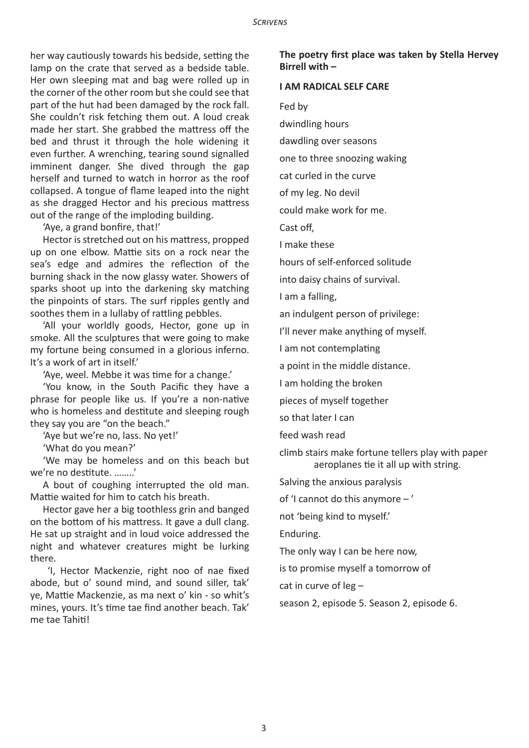her way cautiously towards his bedside, setting the lamp on the crate that served as a bedside table. Her own sleeping mat and bag were rolled up in the corner of the other room but she could see that part of the hut had been damaged by the rock fall. She couldn't risk fetching them out. A loud creak made her start. She grabbed the mattress off the bed and thrust it through the hole widening it even further. A wrenching, tearing sound signalled imminent danger. She dived through the gap herself and turned to watch in horror as the roof collapsed. A tongue of flame leaped into the night as she dragged Hector and his precious mattress out of the range of the imploding building.

'Aye, a grand bonfire, that!'

Hector is stretched out on his mattress, propped up on one elbow. Mattie sits on a rock near the sea's edge and admires the reflection of the burning shack in the now glassy water. Showers of sparks shoot up into the darkening sky matching the pinpoints of stars. The surf ripples gently and soothes them in a lullaby of rattling pebbles.

'All your worldly goods, Hector, gone up in smoke. All the sculptures that were going to make my fortune being consumed in a glorious inferno. It's a work of art in itself.'

'Aye, weel. Mebbe it was time for a change.'

'You know, in the South Pacific they have a phrase for people like us. If you're a non-native who is homeless and destitute and sleeping rough they say you are "on the beach."'

'Aye but we're no, lass. No yet!'

'What do you mean?'

'We may be homeless and on this beach but we're no destitute. ........'

A bout of coughing interrupted the old man. Mattie waited for him to catch his breath.

Hector gave her a big toothless grin and banged on the bottom of his mattress. It gave a dull clang. He sat up straight and in loud voice addressed the night and whatever creatures might be lurking there.

'I, Hector Mackenzie, right noo of nae fixed abode, but o' sound mind, and sound siller, tak' ye, Mattie Mackenzie, as ma next o' kin - so whit's mines, yours. It's time tae find another beach. Tak' me tae Tahiti!

**The poetry first place was taken by Stella Hervey Birrell with –**

**I AM RADICAL SELF CARE**

Fed by

dwindling hours

dawdling over seasons

one to three snoozing waking

cat curled in the curve

of my leg. No devil

could make work for me.

Cast off,

I make these

hours of self-enforced solitude

into daisy chains of survival.

I am a falling,

an indulgent person of privilege:

I'll never make anything of myself.

I am not contemplating

a point in the middle distance.

I am holding the broken

pieces of myself together

so that later I can

feed wash read

climb stairs make fortune tellers play with paper aeroplanes tie it all up with string.

Salving the anxious paralysis

of 'I cannot do this anymore – '

not 'being kind to myself.'

Enduring.

The only way I can be here now,

is to promise myself a tomorrow of

cat in curve of leg –

season 2, episode 5. Season 2, episode 6.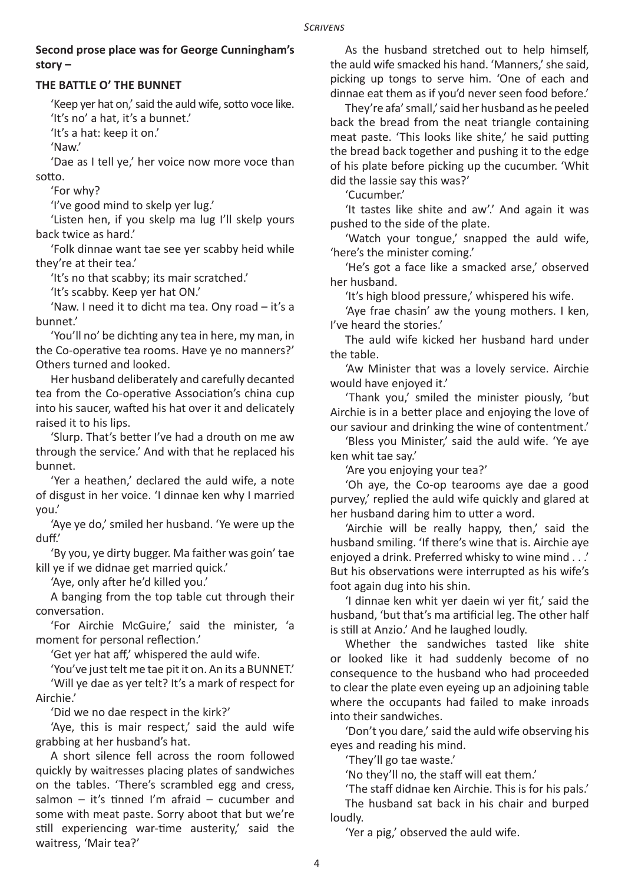**Second prose place was for George Cunningham's story –**

**THE BATTLE O' THE BUNNET**

'Keep yer hat on,' said the auld wife, sotto voce like.

'It's no' a hat, it's a bunnet.'

'It's a hat: keep it on.'

'Naw.'

'Dae as I tell ye,' her voice now more voce than sotto.

'For why?

'I've good mind to skelp yer lug.'

'Listen hen, if you skelp ma lug I'll skelp yours back twice as hard.'

'Folk dinnae want tae see yer scabby heid while they're at their tea.'

'It's no that scabby; its mair scratched.'

'It's scabby. Keep yer hat ON.'

'Naw. I need it to dicht ma tea. Ony road – it's a bunnet.'

'You'll no' be dichting any tea in here, my man, in the Co-operative tea rooms. Have ye no manners?' Others turned and looked.

Her husband deliberately and carefully decanted tea from the Co-operative Association's china cup into his saucer, wafted his hat over it and delicately raised it to his lips.

'Slurp. That's better I've had a drouth on me aw through the service.' And with that he replaced his bunnet.

'Yer a heathen,' declared the auld wife, a note of disgust in her voice. 'I dinnae ken why I married you.'

'Aye ye do,' smiled her husband. 'Ye were up the duff.'

'By you, ye dirty bugger. Ma faither was goin' tae kill ye if we didnae get married quick.'

'Aye, only after he'd killed you.'

A banging from the top table cut through their conversation.

'For Airchie McGuire,' said the minister, 'a moment for personal reflection.'

'Get yer hat aff,' whispered the auld wife.

'You've just telt me tae pit it on. An its a BUNNET.'

'Will ye dae as yer telt? It's a mark of respect for Airchie.'

'Did we no dae respect in the kirk?'

'Aye, this is mair respect,' said the auld wife grabbing at her husband's hat.

A short silence fell across the room followed quickly by waitresses placing plates of sandwiches on the tables. 'There's scrambled egg and cress, salmon – it's tinned I'm afraid – cucumber and some with meat paste. Sorry aboot that but we're still experiencing war-time austerity,' said the waitress, 'Mair tea?'

As the husband stretched out to help himself, the auld wife smacked his hand. 'Manners,' she said, picking up tongs to serve him. 'One of each and dinnae eat them as if you'd never seen food before.'

They're afa' small,' said her husband as he peeled back the bread from the neat triangle containing meat paste. 'This looks like shite,' he said putting the bread back together and pushing it to the edge of his plate before picking up the cucumber. 'Whit did the lassie say this was?'

'Cucumber.'

'It tastes like shite and aw'.' And again it was pushed to the side of the plate.

'Watch your tongue,' snapped the auld wife, 'here's the minister coming.'

'He's got a face like a smacked arse,' observed her husband.

'It's high blood pressure,' whispered his wife.

'Aye frae chasin' aw the young mothers. I ken, I've heard the stories.'

The auld wife kicked her husband hard under the table.

'Aw Minister that was a lovely service. Airchie would have enjoyed it.'

'Thank you,' smiled the minister piously, 'but Airchie is in a better place and enjoying the love of our saviour and drinking the wine of contentment.'

'Bless you Minister,' said the auld wife. 'Ye aye ken whit tae say.'

'Are you enjoying your tea?'

'Oh aye, the Co-op tearooms aye dae a good purvey,' replied the auld wife quickly and glared at her husband daring him to utter a word.

'Airchie will be really happy, then,' said the husband smiling. 'If there's wine that is. Airchie aye enjoyed a drink. Preferred whisky to wine mind . . .' But his observations were interrupted as his wife's foot again dug into his shin.

'I dinnae ken whit yer daein wi yer fit,' said the husband, 'but that's ma artificial leg. The other half is still at Anzio.' And he laughed loudly.

Whether the sandwiches tasted like shite or looked like it had suddenly become of no consequence to the husband who had proceeded to clear the plate even eyeing up an adjoining table where the occupants had failed to make inroads into their sandwiches.

'Don't you dare,' said the auld wife observing his eyes and reading his mind.

'They'll go tae waste.'

'No they'll no, the staff will eat them.'

'The staff didnae ken Airchie. This is for his pals.'

The husband sat back in his chair and burped loudly.

'Yer a pig,' observed the auld wife.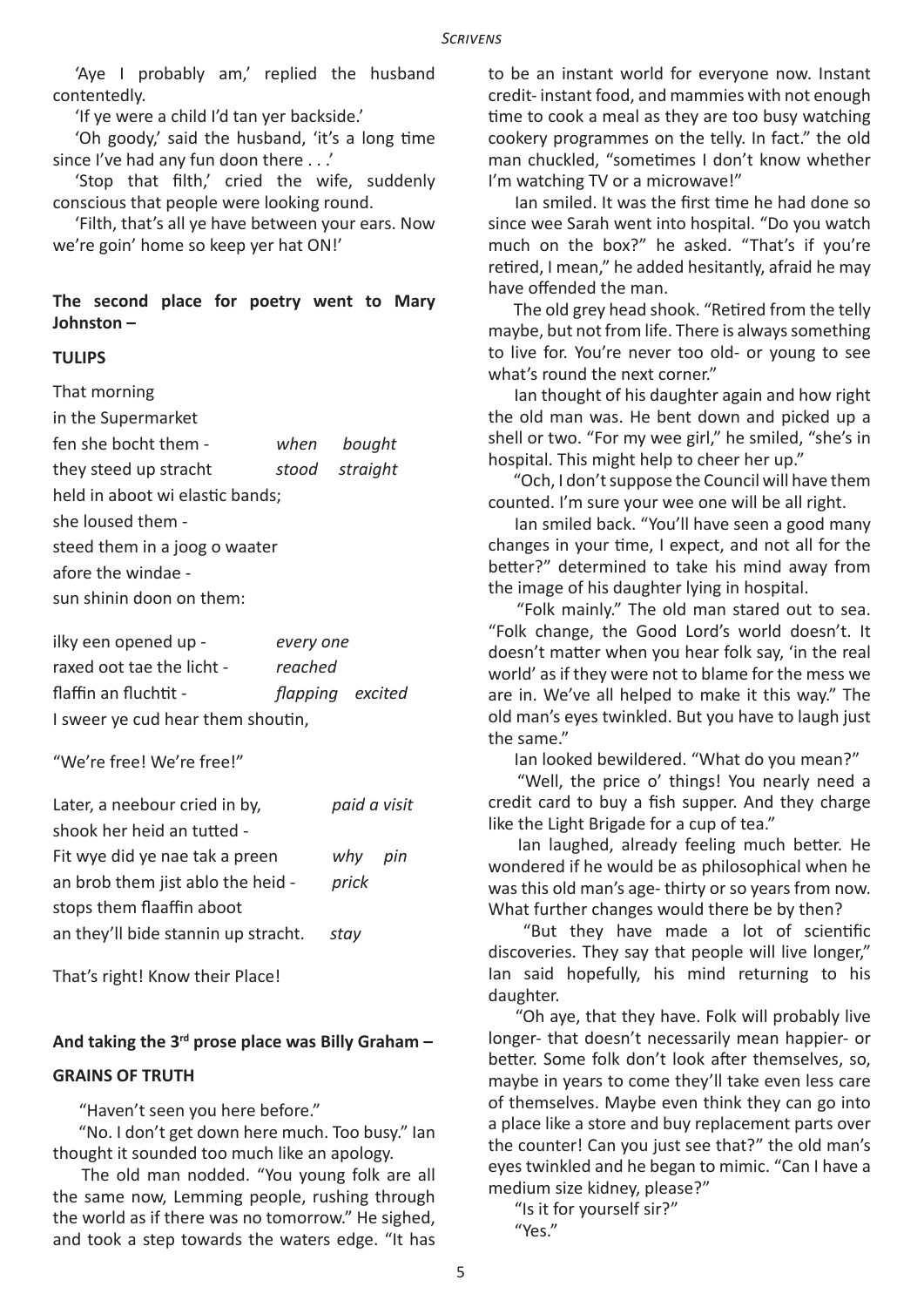'Aye I probably am,' replied the husband contentedly.

'If ye were a child I'd tan yer backside.'

'Oh goody,' said the husband, 'it's a long time since I've had any fun doon there . . .'

'Stop that filth,' cried the wife, suddenly conscious that people were looking round.

'Filth, that's all ye have between your ears. Now we're goin' home so keep yer hat ON!'

**The second place for poetry went to Mary Johnston –**

**TULIPS**

That morning  
in the Supermarket  
fen she bocht them - *when bought*  
they steed up stracht *stood straight*  
held in aboot wi elastic bands;  
she loused them -  
steed them in a joog o waater  
afore the windae -  
sun shinin doon on them:

ilky een opened up - *every one*  
raxed oot tae the licht - *reached*  
flaffin an fluchtit - *flapping excited*  
I sweer ye cud hear them shoutin,

"We're free! We're free!"

Later, a neebour cried in by, *paid a visit*  
shook her heid an tutted -  
Fit wye did ye nae tak a preen *why pin*  
an brob them jist ablo the heid - *prick*  
stops them flaaffin aboot  
an they'll bide stannin up stracht. *stay*

That's right! Know their Place!

**And taking the 3rd prose place was Billy Graham –**

**GRAINS OF TRUTH**

"Haven't seen you here before."

"No. I don't get down here much. Too busy." Ian thought it sounded too much like an apology.

The old man nodded. "You young folk are all the same now, Lemming people, rushing through the world as if there was no tomorrow." He sighed, and took a step towards the waters edge. "It has to be an instant world for everyone now. Instant credit- instant food, and mammies with not enough time to cook a meal as they are too busy watching cookery programmes on the telly. In fact." the old man chuckled, "sometimes I don't know whether I'm watching TV or a microwave!"

Ian smiled. It was the first time he had done so since wee Sarah went into hospital. "Do you watch much on the box?" he asked. "That's if you're retired, I mean," he added hesitantly, afraid he may have offended the man.

The old grey head shook. "Retired from the telly maybe, but not from life. There is always something to live for. You're never too old- or young to see what's round the next corner."

Ian thought of his daughter again and how right the old man was. He bent down and picked up a shell or two. "For my wee girl," he smiled, "she's in hospital. This might help to cheer her up."

"Och, I don't suppose the Council will have them counted. I'm sure your wee one will be all right.

Ian smiled back. "You'll have seen a good many changes in your time, I expect, and not all for the better?" determined to take his mind away from the image of his daughter lying in hospital.

"Folk mainly." The old man stared out to sea. "Folk change, the Good Lord's world doesn't. It doesn't matter when you hear folk say, 'in the real world' as if they were not to blame for the mess we are in. We've all helped to make it this way." The old man's eyes twinkled. But you have to laugh just the same."

Ian looked bewildered. "What do you mean?"

"Well, the price o' things! You nearly need a credit card to buy a fish supper. And they charge like the Light Brigade for a cup of tea."

Ian laughed, already feeling much better. He wondered if he would be as philosophical when he was this old man's age- thirty or so years from now. What further changes would there be by then?

"But they have made a lot of scientific discoveries. They say that people will live longer," Ian said hopefully, his mind returning to his daughter.

"Oh aye, that they have. Folk will probably live longer- that doesn't necessarily mean happier- or better. Some folk don't look after themselves, so, maybe in years to come they'll take even less care of themselves. Maybe even think they can go into a place like a store and buy replacement parts over the counter! Can you just see that?" the old man's eyes twinkled and he began to mimic. "Can I have a medium size kidney, please?"

"Is it for yourself sir?"

"Yes."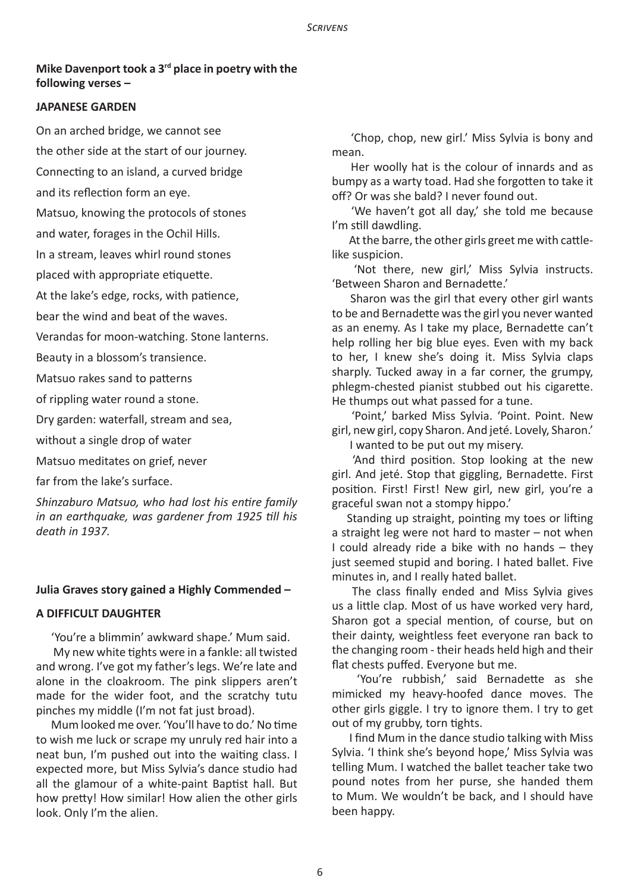**Mike Davenport took a 3rd place in poetry with the following verses –**

**JAPANESE GARDEN**

On an arched bridge, we cannot see

the other side at the start of our journey.

Connecting to an island, a curved bridge

and its reflection form an eye.

Matsuo, knowing the protocols of stones

and water, forages in the Ochil Hills.

In a stream, leaves whirl round stones

placed with appropriate etiquette.

At the lake's edge, rocks, with patience,

bear the wind and beat of the waves.

Verandas for moon-watching. Stone lanterns.

Beauty in a blossom's transience.

Matsuo rakes sand to patterns

of rippling water round a stone.

Dry garden: waterfall, stream and sea,

without a single drop of water

Matsuo meditates on grief, never

far from the lake's surface.

*Shinzaburo Matsuo, who had lost his entire family in an earthquake, was gardener from 1925 till his death in 1937.*

**Julia Graves story gained a Highly Commended –**

**A DIFFICULT DAUGHTER**

'You're a blimmin' awkward shape.' Mum said.

My new white tights were in a fankle: all twisted and wrong. I've got my father's legs. We're late and alone in the cloakroom. The pink slippers aren't made for the wider foot, and the scratchy tutu pinches my middle (I'm not fat just broad).

Mum looked me over. 'You'll have to do.' No time to wish me luck or scrape my unruly red hair into a neat bun, I'm pushed out into the waiting class. I expected more, but Miss Sylvia's dance studio had all the glamour of a white-paint Baptist hall. But how pretty! How similar! How alien the other girls look. Only I'm the alien.

'Chop, chop, new girl.' Miss Sylvia is bony and mean.

Her woolly hat is the colour of innards and as bumpy as a warty toad. Had she forgotten to take it off? Or was she bald? I never found out.

'We haven't got all day,' she told me because I'm still dawdling.

At the barre, the other girls greet me with cattle-like suspicion.

'Not there, new girl,' Miss Sylvia instructs. 'Between Sharon and Bernadette.'

Sharon was the girl that every other girl wants to be and Bernadette was the girl you never wanted as an enemy. As I take my place, Bernadette can't help rolling her big blue eyes. Even with my back to her, I knew she's doing it. Miss Sylvia claps sharply. Tucked away in a far corner, the grumpy, phlegm-chested pianist stubbed out his cigarette. He thumps out what passed for a tune.

'Point,' barked Miss Sylvia. 'Point. Point. New girl, new girl, copy Sharon. And jeté. Lovely, Sharon.'

I wanted to be put out my misery.

'And third position. Stop looking at the new girl. And jeté. Stop that giggling, Bernadette. First position. First! First! New girl, new girl, you're a graceful swan not a stompy hippo.'

Standing up straight, pointing my toes or lifting a straight leg were not hard to master – not when I could already ride a bike with no hands – they just seemed stupid and boring. I hated ballet. Five minutes in, and I really hated ballet.

The class finally ended and Miss Sylvia gives us a little clap. Most of us have worked very hard, Sharon got a special mention, of course, but on their dainty, weightless feet everyone ran back to the changing room - their heads held high and their flat chests puffed. Everyone but me.

'You're rubbish,' said Bernadette as she mimicked my heavy-hoofed dance moves. The other girls giggle. I try to ignore them. I try to get out of my grubby, torn tights.

I find Mum in the dance studio talking with Miss Sylvia. 'I think she's beyond hope,' Miss Sylvia was telling Mum. I watched the ballet teacher take two pound notes from her purse, she handed them to Mum. We wouldn't be back, and I should have been happy.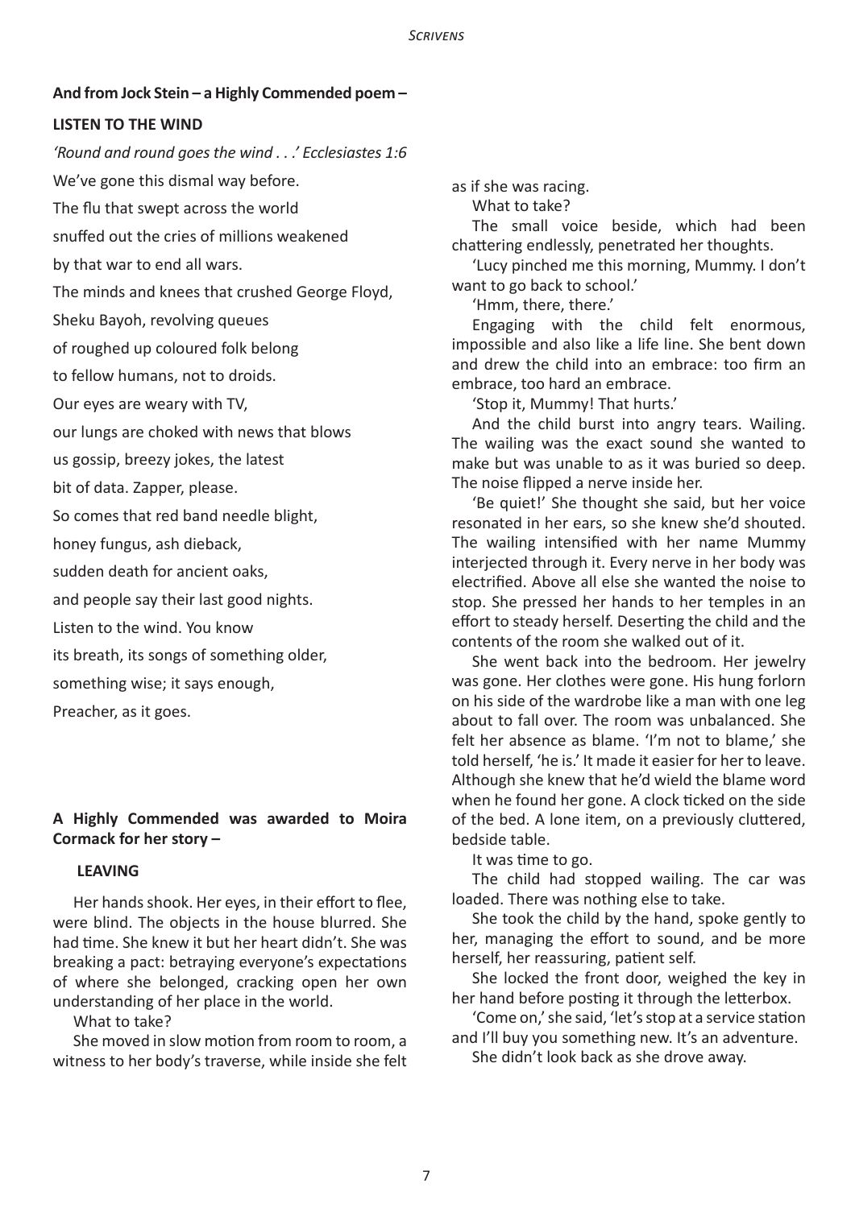**And from Jock Stein – a Highly Commended poem –**

**LISTEN TO THE WIND**

*'Round and round goes the wind . . .' Ecclesiastes 1:6*

We've gone this dismal way before.  
The flu that swept across the world  
snuffed out the cries of millions weakened  
by that war to end all wars.  
The minds and knees that crushed George Floyd,  
Sheku Bayoh, revolving queues  
of roughed up coloured folk belong  
to fellow humans, not to droids.  
Our eyes are weary with TV,  
our lungs are choked with news that blows  
us gossip, breezy jokes, the latest  
bit of data. Zapper, please.  
So comes that red band needle blight,  
honey fungus, ash dieback,  
sudden death for ancient oaks,  
and people say their last good nights.  
Listen to the wind. You know  
its breath, its songs of something older,  
something wise; it says enough,  
Preacher, as it goes.

**A Highly Commended was awarded to Moira Cormack for her story –**

**LEAVING**

Her hands shook. Her eyes, in their effort to flee, were blind. The objects in the house blurred. She had time. She knew it but her heart didn't. She was breaking a pact: betraying everyone's expectations of where she belonged, cracking open her own understanding of her place in the world.

What to take?

She moved in slow motion from room to room, a witness to her body's traverse, while inside she felt as if she was racing.

What to take?

The small voice beside, which had been chattering endlessly, penetrated her thoughts.

'Lucy pinched me this morning, Mummy. I don't want to go back to school.'

'Hmm, there, there.'

Engaging with the child felt enormous, impossible and also like a life line. She bent down and drew the child into an embrace: too firm an embrace, too hard an embrace.

'Stop it, Mummy! That hurts.'

And the child burst into angry tears. Wailing. The wailing was the exact sound she wanted to make but was unable to as it was buried so deep. The noise flipped a nerve inside her.

'Be quiet!' She thought she said, but her voice resonated in her ears, so she knew she'd shouted. The wailing intensified with her name Mummy interjected through it. Every nerve in her body was electrified. Above all else she wanted the noise to stop. She pressed her hands to her temples in an effort to steady herself. Deserting the child and the contents of the room she walked out of it.

She went back into the bedroom. Her jewelry was gone. Her clothes were gone. His hung forlorn on his side of the wardrobe like a man with one leg about to fall over. The room was unbalanced. She felt her absence as blame. 'I'm not to blame,' she told herself, 'he is.' It made it easier for her to leave. Although she knew that he'd wield the blame word when he found her gone. A clock ticked on the side of the bed. A lone item, on a previously cluttered, bedside table.

It was time to go.

The child had stopped wailing. The car was loaded. There was nothing else to take.

She took the child by the hand, spoke gently to her, managing the effort to sound, and be more herself, her reassuring, patient self.

She locked the front door, weighed the key in her hand before posting it through the letterbox.

'Come on,' she said, 'let's stop at a service station and I'll buy you something new. It's an adventure.

She didn't look back as she drove away.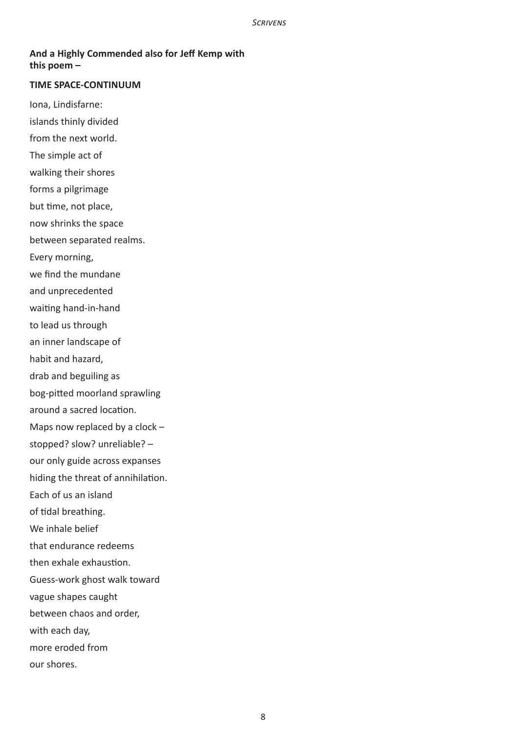**And a Highly Commended also for Jeff Kemp with this poem –**

**TIME SPACE-CONTINUUM**

Iona, Lindisfarne:
islands thinly divided
from the next world.
The simple act of
walking their shores
forms a pilgrimage
but time, not place,
now shrinks the space
between separated realms.
Every morning,
we find the mundane
and unprecedented
waiting hand-in-hand
to lead us through
an inner landscape of
habit and hazard,
drab and beguiling as
bog-pitted moorland sprawling
around a sacred location.
Maps now replaced by a clock –
stopped? slow? unreliable? –
our only guide across expanses
hiding the threat of annihilation.
Each of us an island
of tidal breathing.
We inhale belief
that endurance redeems
then exhale exhaustion.
Guess-work ghost walk toward
vague shapes caught
between chaos and order,
with each day,
more eroded from
our shores.